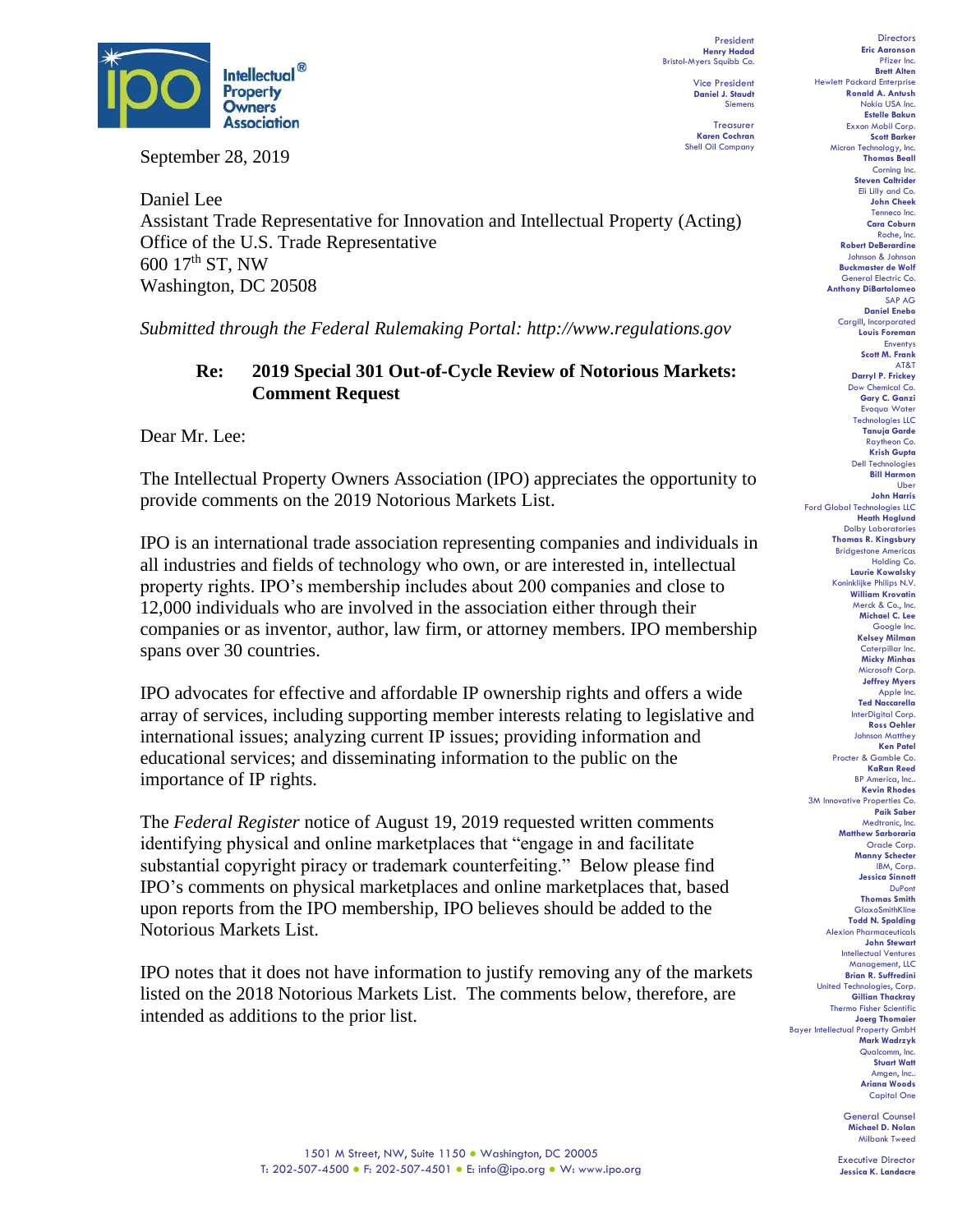Intellectual Property Owners Association

President
**Henry Hadad**
Bristol-Myers Squibb Co.

Vice President
**Daniel J. Staudt**
Siemens

Treasurer
**Karen Cochran**
Shell Oil Company

Directors
**Eric Aaronson**
Pfizer Inc.
**Brett Alten**
Hewlett Packard Enterprise
**Ronald A. Antush**
Nokia USA Inc.
**Estelle Bakun**
Exxon Mobil Corp.
**Scott Barker**
Micron Technology, Inc.
**Thomas Beall**
Corning Inc.
**Steven Caltrider**
Eli Lilly and Co.
**John Cheek**
Tenneco Inc.
**Cara Coburn**
Roche, Inc.
**Robert DeBerardine**
Johnson & Johnson
**Buckmaster de Wolf**
General Electric Co.
**Anthony DiBartolomeo**
SAP AG
**Daniel Enebo**
Cargill, Incorporated
**Louis Foreman**
Enventys
**Scott M. Frank**
AT&T
**Darryl P. Frickey**
Dow Chemical Co.
**Gary C. Ganzi**
Evoqua Water Technologies LLC
**Tanuja Garde**
Raytheon Co.
**Krish Gupta**
Dell Technologies
**Bill Harmon**
Uber
**John Harris**
Ford Global Technologies LLC
**Heath Hoglund**
Dolby Laboratories
**Thomas R. Kingsbury**
Bridgestone Americas Holding Co.
**Laurie Kowalsky**
Koninklijke Philips N.V.
**William Krovatin**
Merck & Co., Inc.
**Michael C. Lee**
Google Inc.
**Kelsey Milman**
Caterpillar Inc.
**Micky Minhas**
Microsoft Corp.
**Jeffrey Myers**
Apple Inc.
**Ted Naccarella**
InterDigital Corp.
**Ross Oehler**
Johnson Matthey
**Ken Patel**
Procter & Gamble Co.
**KaRan Reed**
BP America, Inc..
**Kevin Rhodes**
3M Innovative Properties Co.
**Paik Saber**
Medtronic, Inc.
**Matthew Sarboraria**
Oracle Corp.
**Manny Schecter**
IBM, Corp.
**Jessica Sinnott**
DuPont
**Thomas Smith**
GlaxoSmithKline
**Todd N. Spalding**
Alexion Pharmaceuticals
**John Stewart**
Intellectual Ventures Management, LLC
**Brian R. Suffredini**
United Technologies, Corp.
**Gillian Thackray**
Thermo Fisher Scientific
**Joerg Thomaier**
Bayer Intellectual Property GmbH
**Mark Wadrzyk**
Qualcomm, Inc.
**Stuart Watt**
Amgen, Inc..
**Ariana Woods**
Capital One

General Counsel
**Michael D. Nolan**
Milbank Tweed

Executive Director
**Jessica K. Landacre**

September 28, 2019

Daniel Lee
Assistant Trade Representative for Innovation and Intellectual Property (Acting)
Office of the U.S. Trade Representative
600 17th ST, NW
Washington, DC 20508

*Submitted through the Federal Rulemaking Portal: http://www.regulations.gov*

**Re: 2019 Special 301 Out-of-Cycle Review of Notorious Markets: Comment Request**

Dear Mr. Lee:

The Intellectual Property Owners Association (IPO) appreciates the opportunity to provide comments on the 2019 Notorious Markets List.

IPO is an international trade association representing companies and individuals in all industries and fields of technology who own, or are interested in, intellectual property rights. IPO's membership includes about 200 companies and close to 12,000 individuals who are involved in the association either through their companies or as inventor, author, law firm, or attorney members. IPO membership spans over 30 countries.

IPO advocates for effective and affordable IP ownership rights and offers a wide array of services, including supporting member interests relating to legislative and international issues; analyzing current IP issues; providing information and educational services; and disseminating information to the public on the importance of IP rights.

The *Federal Register* notice of August 19, 2019 requested written comments identifying physical and online marketplaces that "engage in and facilitate substantial copyright piracy or trademark counterfeiting." Below please find IPO's comments on physical marketplaces and online marketplaces that, based upon reports from the IPO membership, IPO believes should be added to the Notorious Markets List.

IPO notes that it does not have information to justify removing any of the markets listed on the 2018 Notorious Markets List. The comments below, therefore, are intended as additions to the prior list.

1501 M Street, NW, Suite 1150 • Washington, DC 20005
T: 202-507-4500 • F: 202-507-4501 • E: info@ipo.org • W: www.ipo.org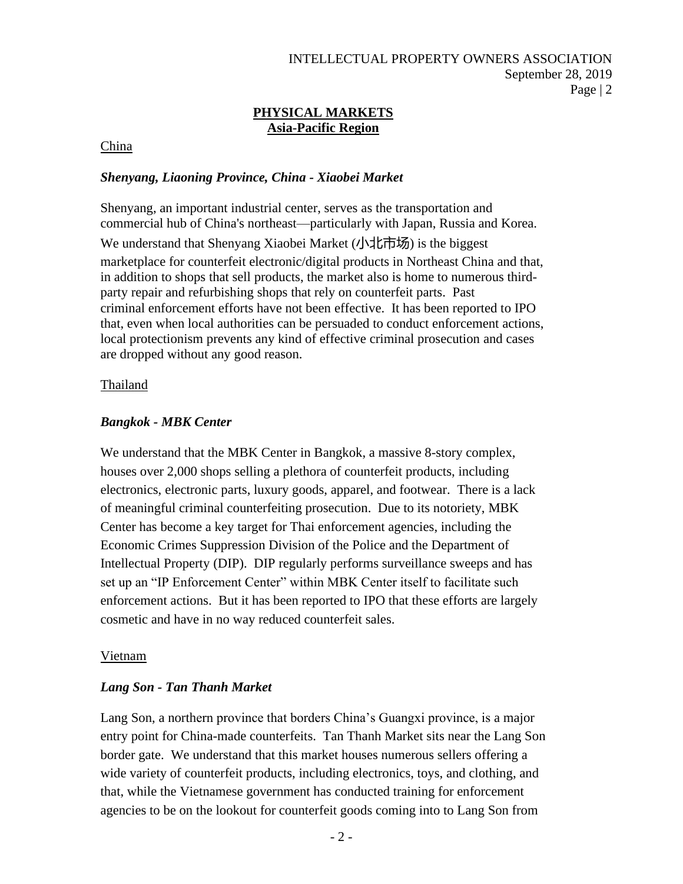## PHYSICAL MARKETS
## Asia-Pacific Region

China

### *Shenyang, Liaoning Province, China - Xiaobei Market*

Shenyang, an important industrial center, serves as the transportation and commercial hub of China's northeast—particularly with Japan, Russia and Korea. We understand that Shenyang Xiaobei Market (小北市场) is the biggest marketplace for counterfeit electronic/digital products in Northeast China and that, in addition to shops that sell products, the market also is home to numerous third-party repair and refurbishing shops that rely on counterfeit parts. Past criminal enforcement efforts have not been effective. It has been reported to IPO that, even when local authorities can be persuaded to conduct enforcement actions, local protectionism prevents any kind of effective criminal prosecution and cases are dropped without any good reason.

Thailand

### *Bangkok - MBK Center*

We understand that the MBK Center in Bangkok, a massive 8-story complex, houses over 2,000 shops selling a plethora of counterfeit products, including electronics, electronic parts, luxury goods, apparel, and footwear. There is a lack of meaningful criminal counterfeiting prosecution. Due to its notoriety, MBK Center has become a key target for Thai enforcement agencies, including the Economic Crimes Suppression Division of the Police and the Department of Intellectual Property (DIP). DIP regularly performs surveillance sweeps and has set up an "IP Enforcement Center" within MBK Center itself to facilitate such enforcement actions. But it has been reported to IPO that these efforts are largely cosmetic and have in no way reduced counterfeit sales.

Vietnam

### *Lang Son - Tan Thanh Market*

Lang Son, a northern province that borders China's Guangxi province, is a major entry point for China-made counterfeits. Tan Thanh Market sits near the Lang Son border gate. We understand that this market houses numerous sellers offering a wide variety of counterfeit products, including electronics, toys, and clothing, and that, while the Vietnamese government has conducted training for enforcement agencies to be on the lookout for counterfeit goods coming into to Lang Son from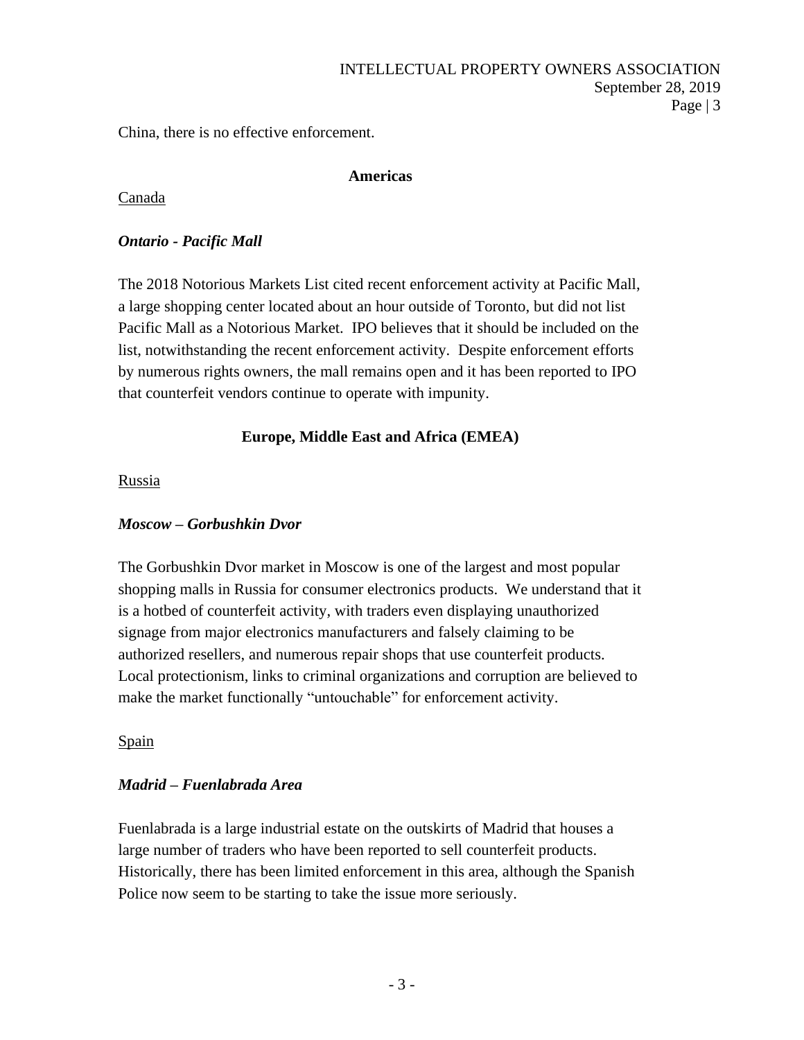China, there is no effective enforcement.

## Americas

Canada

### *Ontario - Pacific Mall*

The 2018 Notorious Markets List cited recent enforcement activity at Pacific Mall, a large shopping center located about an hour outside of Toronto, but did not list Pacific Mall as a Notorious Market. IPO believes that it should be included on the list, notwithstanding the recent enforcement activity. Despite enforcement efforts by numerous rights owners, the mall remains open and it has been reported to IPO that counterfeit vendors continue to operate with impunity.

## Europe, Middle East and Africa (EMEA)

Russia

### *Moscow – Gorbushkin Dvor*

The Gorbushkin Dvor market in Moscow is one of the largest and most popular shopping malls in Russia for consumer electronics products. We understand that it is a hotbed of counterfeit activity, with traders even displaying unauthorized signage from major electronics manufacturers and falsely claiming to be authorized resellers, and numerous repair shops that use counterfeit products. Local protectionism, links to criminal organizations and corruption are believed to make the market functionally "untouchable" for enforcement activity.

Spain

### *Madrid – Fuenlabrada Area*

Fuenlabrada is a large industrial estate on the outskirts of Madrid that houses a large number of traders who have been reported to sell counterfeit products. Historically, there has been limited enforcement in this area, although the Spanish Police now seem to be starting to take the issue more seriously.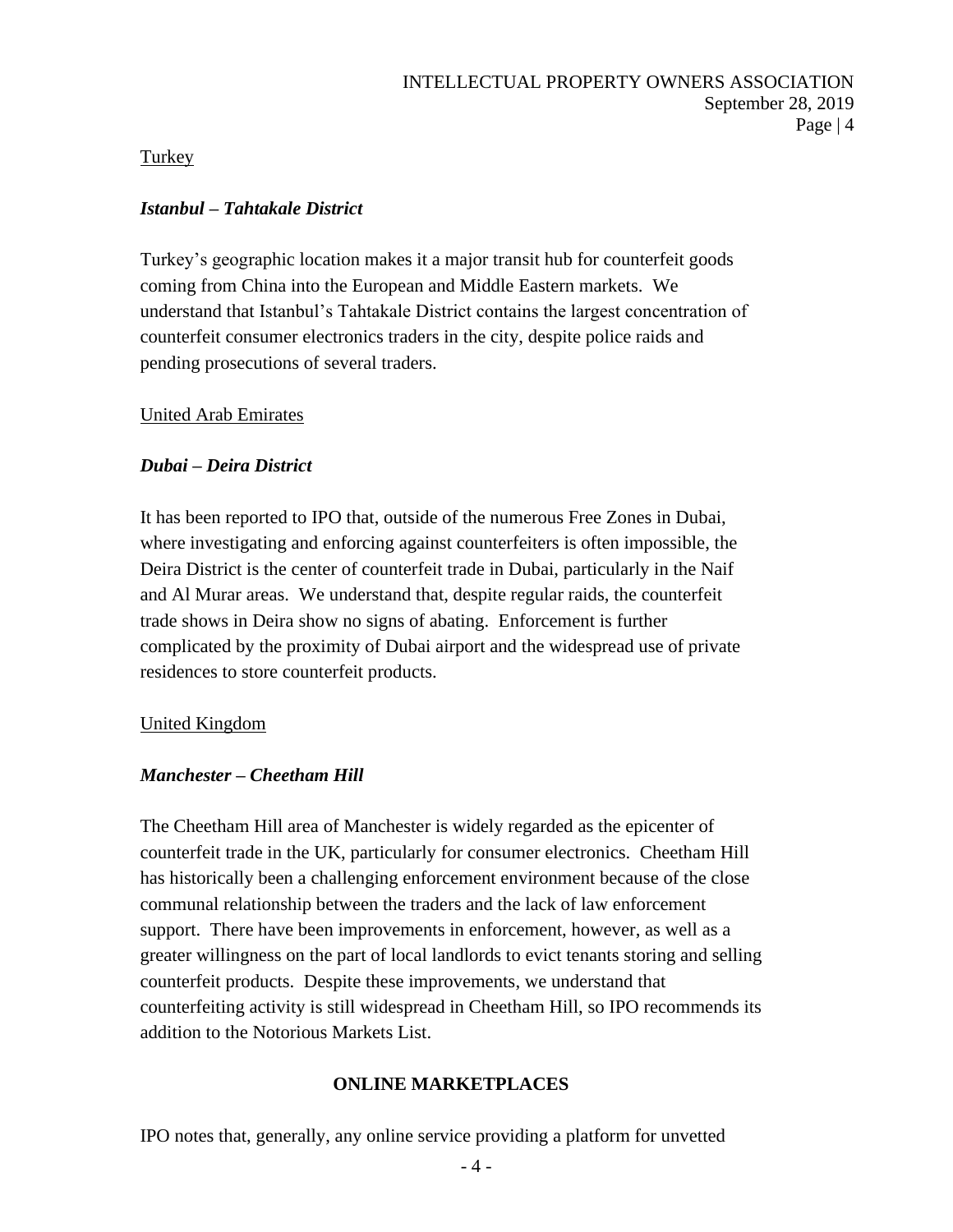Turkey

***Istanbul – Tahtakale District***

Turkey's geographic location makes it a major transit hub for counterfeit goods coming from China into the European and Middle Eastern markets. We understand that Istanbul's Tahtakale District contains the largest concentration of counterfeit consumer electronics traders in the city, despite police raids and pending prosecutions of several traders.

United Arab Emirates

***Dubai – Deira District***

It has been reported to IPO that, outside of the numerous Free Zones in Dubai, where investigating and enforcing against counterfeiters is often impossible, the Deira District is the center of counterfeit trade in Dubai, particularly in the Naif and Al Murar areas. We understand that, despite regular raids, the counterfeit trade shows in Deira show no signs of abating. Enforcement is further complicated by the proximity of Dubai airport and the widespread use of private residences to store counterfeit products.

United Kingdom

***Manchester – Cheetham Hill***

The Cheetham Hill area of Manchester is widely regarded as the epicenter of counterfeit trade in the UK, particularly for consumer electronics. Cheetham Hill has historically been a challenging enforcement environment because of the close communal relationship between the traders and the lack of law enforcement support. There have been improvements in enforcement, however, as well as a greater willingness on the part of local landlords to evict tenants storing and selling counterfeit products. Despite these improvements, we understand that counterfeiting activity is still widespread in Cheetham Hill, so IPO recommends its addition to the Notorious Markets List.

## ONLINE MARKETPLACES

IPO notes that, generally, any online service providing a platform for unvetted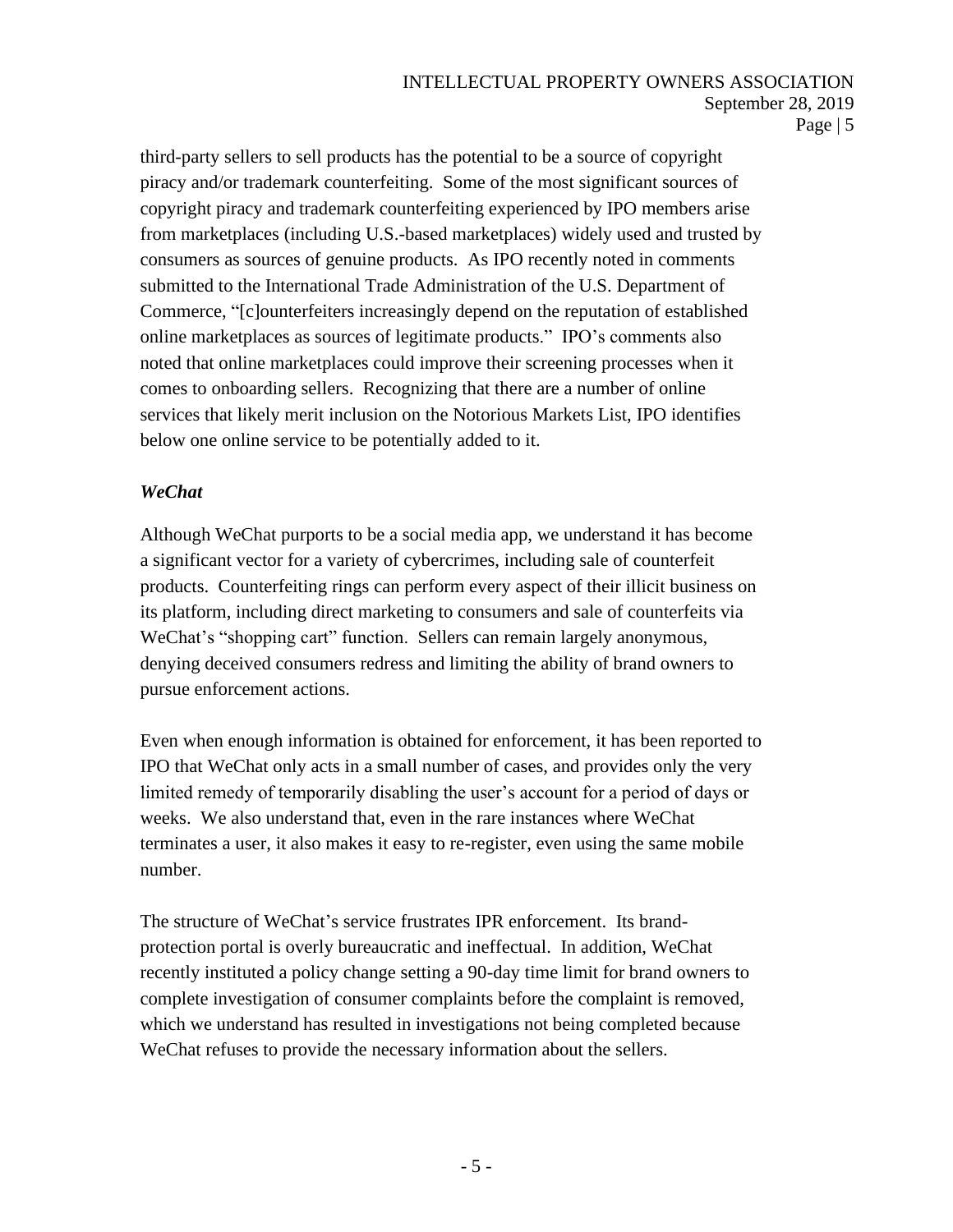third-party sellers to sell products has the potential to be a source of copyright piracy and/or trademark counterfeiting. Some of the most significant sources of copyright piracy and trademark counterfeiting experienced by IPO members arise from marketplaces (including U.S.-based marketplaces) widely used and trusted by consumers as sources of genuine products. As IPO recently noted in comments submitted to the International Trade Administration of the U.S. Department of Commerce, "[c]ounterfeiters increasingly depend on the reputation of established online marketplaces as sources of legitimate products." IPO's comments also noted that online marketplaces could improve their screening processes when it comes to onboarding sellers. Recognizing that there are a number of online services that likely merit inclusion on the Notorious Markets List, IPO identifies below one online service to be potentially added to it.

***WeChat***

Although WeChat purports to be a social media app, we understand it has become a significant vector for a variety of cybercrimes, including sale of counterfeit products. Counterfeiting rings can perform every aspect of their illicit business on its platform, including direct marketing to consumers and sale of counterfeits via WeChat's "shopping cart" function. Sellers can remain largely anonymous, denying deceived consumers redress and limiting the ability of brand owners to pursue enforcement actions.

Even when enough information is obtained for enforcement, it has been reported to IPO that WeChat only acts in a small number of cases, and provides only the very limited remedy of temporarily disabling the user's account for a period of days or weeks. We also understand that, even in the rare instances where WeChat terminates a user, it also makes it easy to re-register, even using the same mobile number.

The structure of WeChat's service frustrates IPR enforcement. Its brand-protection portal is overly bureaucratic and ineffectual. In addition, WeChat recently instituted a policy change setting a 90-day time limit for brand owners to complete investigation of consumer complaints before the complaint is removed, which we understand has resulted in investigations not being completed because WeChat refuses to provide the necessary information about the sellers.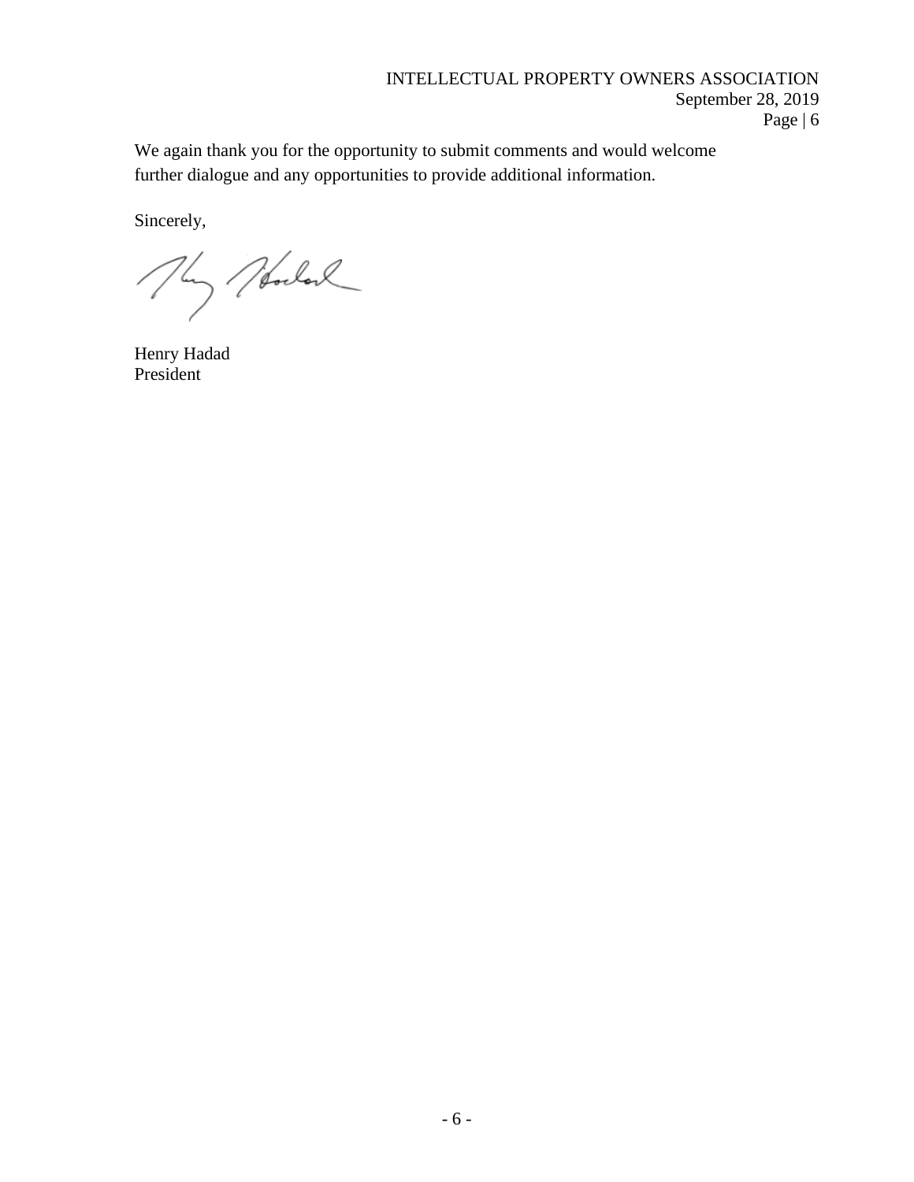We again thank you for the opportunity to submit comments and would welcome further dialogue and any opportunities to provide additional information.

Sincerely,

Henry Hadad
President